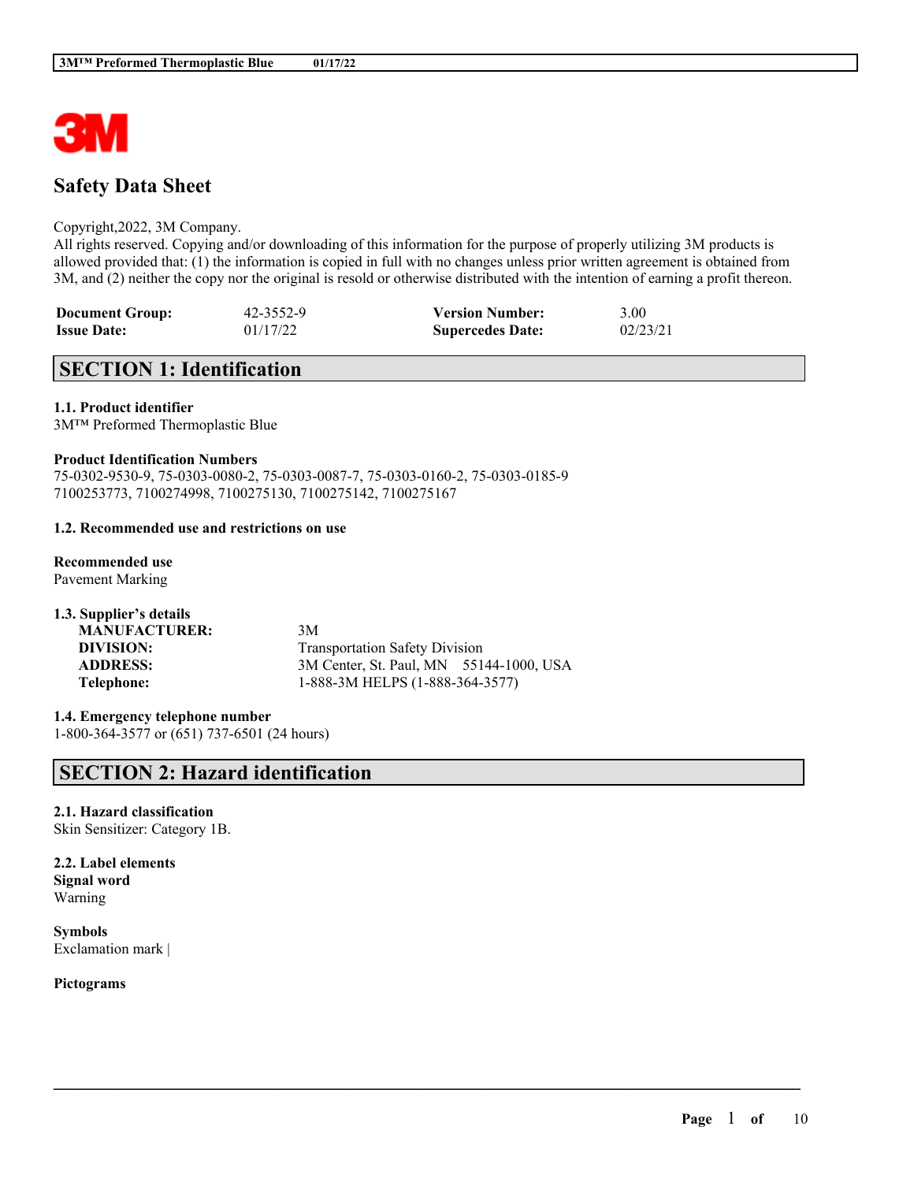# Safety Data Sheet

Copyright,2022, 3M Company.
All rights reserved. Copying and/or downloading of this information for the purpose of properly utilizing 3M products is allowed provided that: (1) the information is copied in full with no changes unless prior written agreement is obtained from 3M, and (2) neither the copy nor the original is resold or otherwise distributed with the intention of earning a profit thereon.

| | | | |
|---|---|---|---|
| **Document Group:** | 42-3552-9 | **Version Number:** | 3.00 |
| **Issue Date:** | 01/17/22 | **Supercedes Date:** | 02/23/21 |

## SECTION 1: Identification

### 1.1. Product identifier

3M™ Preformed Thermoplastic Blue

### Product Identification Numbers

75-0302-9530-9, 75-0303-0080-2, 75-0303-0087-7, 75-0303-0160-2, 75-0303-0185-9
7100253773, 7100274998, 7100275130, 7100275142, 7100275167

### 1.2. Recommended use and restrictions on use

**Recommended use**
Pavement Marking

### 1.3. Supplier's details

| | |
|---|---|
| **MANUFACTURER:** | 3M |
| **DIVISION:** | Transportation Safety Division |
| **ADDRESS:** | 3M Center, St. Paul, MN 55144-1000, USA |
| **Telephone:** | 1-888-3M HELPS (1-888-364-3577) |

### 1.4. Emergency telephone number

1-800-364-3577 or (651) 737-6501 (24 hours)

## SECTION 2: Hazard identification

### 2.1. Hazard classification

Skin Sensitizer: Category 1B.

### 2.2. Label elements

**Signal word**
Warning

**Symbols**
Exclamation mark |

**Pictograms**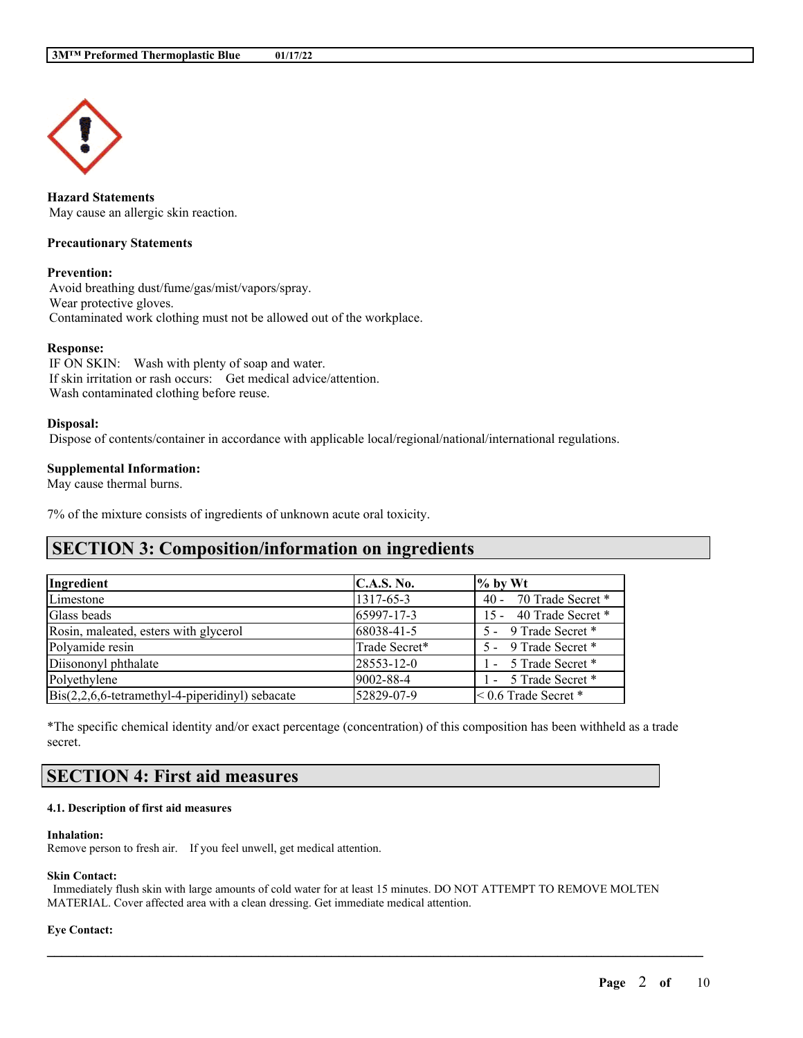**Hazard Statements**
May cause an allergic skin reaction.

**Precautionary Statements**

**Prevention:**
Avoid breathing dust/fume/gas/mist/vapors/spray.
Wear protective gloves.
Contaminated work clothing must not be allowed out of the workplace.

**Response:**
IF ON SKIN: Wash with plenty of soap and water.
If skin irritation or rash occurs: Get medical advice/attention.
Wash contaminated clothing before reuse.

**Disposal:**
Dispose of contents/container in accordance with applicable local/regional/national/international regulations.

**Supplemental Information:**
May cause thermal burns.

7% of the mixture consists of ingredients of unknown acute oral toxicity.

## SECTION 3: Composition/information on ingredients

| Ingredient | C.A.S. No. | % by Wt |
|---|---|---|
| Limestone | 1317-65-3 | 40 - 70 Trade Secret * |
| Glass beads | 65997-17-3 | 15 - 40 Trade Secret * |
| Rosin, maleated, esters with glycerol | 68038-41-5 | 5 - 9 Trade Secret * |
| Polyamide resin | Trade Secret* | 5 - 9 Trade Secret * |
| Diisononyl phthalate | 28553-12-0 | 1 - 5 Trade Secret * |
| Polyethylene | 9002-88-4 | 1 - 5 Trade Secret * |
| Bis(2,2,6,6-tetramethyl-4-piperidinyl) sebacate | 52829-07-9 | < 0.6 Trade Secret * |

*The specific chemical identity and/or exact percentage (concentration) of this composition has been withheld as a trade secret.

## SECTION 4: First aid measures

#### 4.1. Description of first aid measures

**Inhalation:**
Remove person to fresh air. If you feel unwell, get medical attention.

**Skin Contact:**
Immediately flush skin with large amounts of cold water for at least 15 minutes. DO NOT ATTEMPT TO REMOVE MOLTEN MATERIAL. Cover affected area with a clean dressing. Get immediate medical attention.

**Eye Contact:**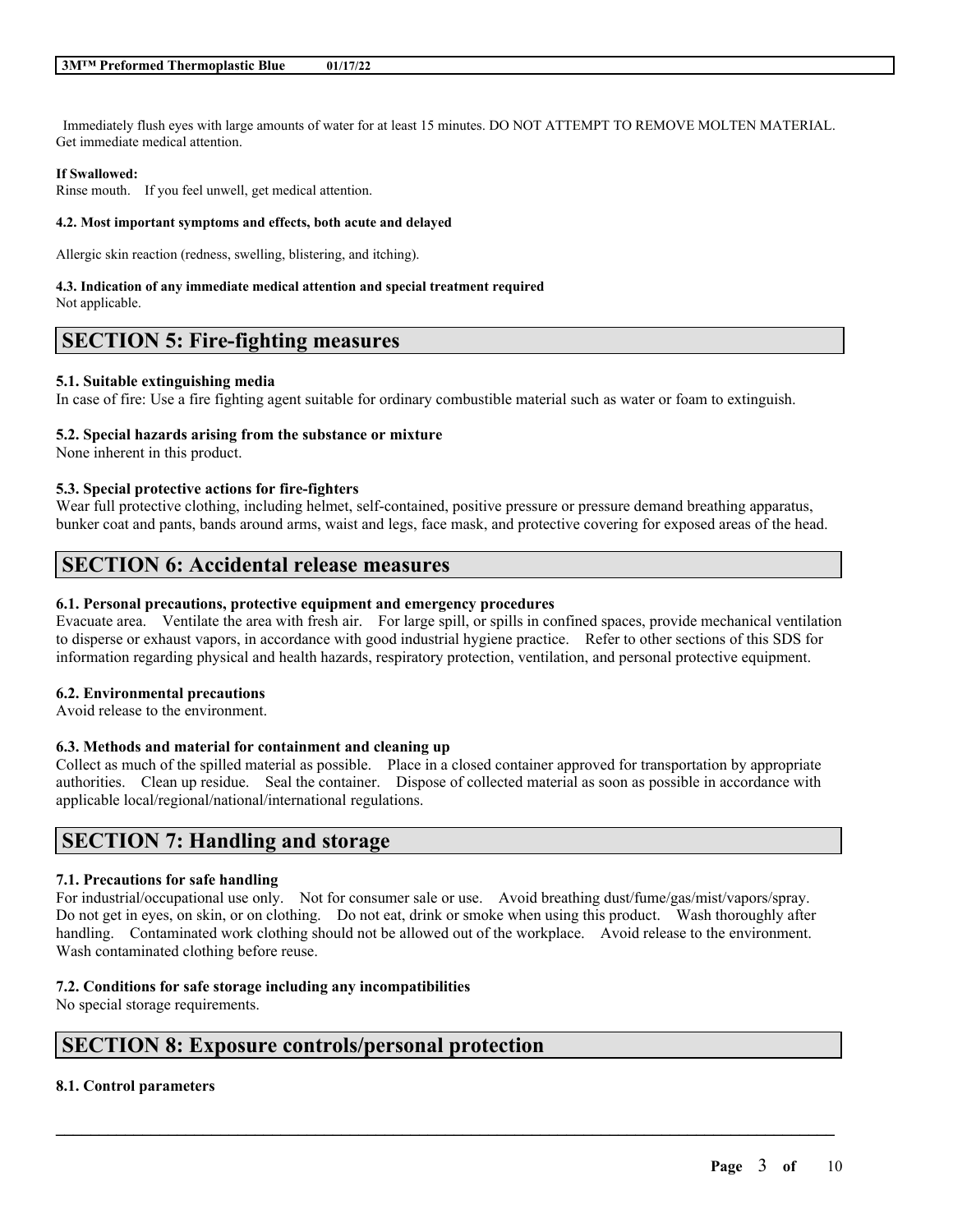Immediately flush eyes with large amounts of water for at least 15 minutes. DO NOT ATTEMPT TO REMOVE MOLTEN MATERIAL. Get immediate medical attention.

**If Swallowed:**
Rinse mouth. If you feel unwell, get medical attention.

**4.2. Most important symptoms and effects, both acute and delayed**

Allergic skin reaction (redness, swelling, blistering, and itching).

**4.3. Indication of any immediate medical attention and special treatment required**
Not applicable.

## SECTION 5: Fire-fighting measures

**5.1. Suitable extinguishing media**
In case of fire: Use a fire fighting agent suitable for ordinary combustible material such as water or foam to extinguish.

**5.2. Special hazards arising from the substance or mixture**
None inherent in this product.

**5.3. Special protective actions for fire-fighters**
Wear full protective clothing, including helmet, self-contained, positive pressure or pressure demand breathing apparatus, bunker coat and pants, bands around arms, waist and legs, face mask, and protective covering for exposed areas of the head.

## SECTION 6: Accidental release measures

**6.1. Personal precautions, protective equipment and emergency procedures**
Evacuate area. Ventilate the area with fresh air. For large spill, or spills in confined spaces, provide mechanical ventilation to disperse or exhaust vapors, in accordance with good industrial hygiene practice. Refer to other sections of this SDS for information regarding physical and health hazards, respiratory protection, ventilation, and personal protective equipment.

**6.2. Environmental precautions**
Avoid release to the environment.

**6.3. Methods and material for containment and cleaning up**
Collect as much of the spilled material as possible. Place in a closed container approved for transportation by appropriate authorities. Clean up residue. Seal the container. Dispose of collected material as soon as possible in accordance with applicable local/regional/national/international regulations.

## SECTION 7: Handling and storage

**7.1. Precautions for safe handling**
For industrial/occupational use only. Not for consumer sale or use. Avoid breathing dust/fume/gas/mist/vapors/spray. Do not get in eyes, on skin, or on clothing. Do not eat, drink or smoke when using this product. Wash thoroughly after handling. Contaminated work clothing should not be allowed out of the workplace. Avoid release to the environment. Wash contaminated clothing before reuse.

**7.2. Conditions for safe storage including any incompatibilities**
No special storage requirements.

## SECTION 8: Exposure controls/personal protection

**8.1. Control parameters**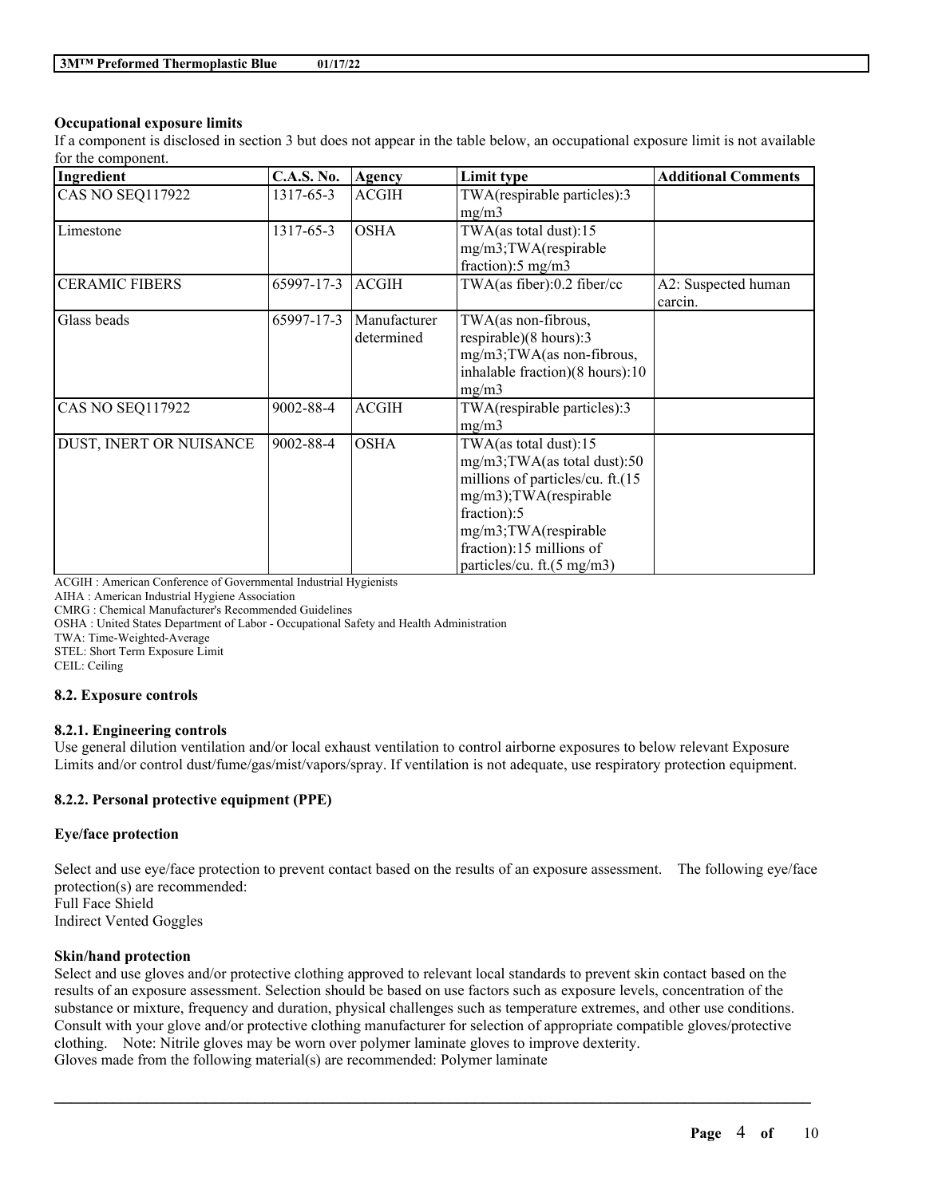**Occupational exposure limits**

If a component is disclosed in section 3 but does not appear in the table below, an occupational exposure limit is not available for the component.

| Ingredient | C.A.S. No. | Agency | Limit type | Additional Comments |
|---|---|---|---|---|
| CAS NO SEQ117922 | 1317-65-3 | ACGIH | TWA(respirable particles):3 mg/m3 | |
| Limestone | 1317-65-3 | OSHA | TWA(as total dust):15 mg/m3;TWA(respirable fraction):5 mg/m3 | |
| CERAMIC FIBERS | 65997-17-3 | ACGIH | TWA(as fiber):0.2 fiber/cc | A2: Suspected human carcin. |
| Glass beads | 65997-17-3 | Manufacturer determined | TWA(as non-fibrous, respirable)(8 hours):3 mg/m3;TWA(as non-fibrous, inhalable fraction)(8 hours):10 mg/m3 | |
| CAS NO SEQ117922 | 9002-88-4 | ACGIH | TWA(respirable particles):3 mg/m3 | |
| DUST, INERT OR NUISANCE | 9002-88-4 | OSHA | TWA(as total dust):15 mg/m3;TWA(as total dust):50 millions of particles/cu. ft.(15 mg/m3);TWA(respirable fraction):5 mg/m3;TWA(respirable fraction):15 millions of particles/cu. ft.(5 mg/m3) | |

ACGIH : American Conference of Governmental Industrial Hygienists
AIHA : American Industrial Hygiene Association
CMRG : Chemical Manufacturer's Recommended Guidelines
OSHA : United States Department of Labor - Occupational Safety and Health Administration
TWA: Time-Weighted-Average
STEL: Short Term Exposure Limit
CEIL: Ceiling

### 8.2. Exposure controls

#### 8.2.1. Engineering controls

Use general dilution ventilation and/or local exhaust ventilation to control airborne exposures to below relevant Exposure Limits and/or control dust/fume/gas/mist/vapors/spray. If ventilation is not adequate, use respiratory protection equipment.

#### 8.2.2. Personal protective equipment (PPE)

**Eye/face protection**

Select and use eye/face protection to prevent contact based on the results of an exposure assessment. The following eye/face protection(s) are recommended:
Full Face Shield
Indirect Vented Goggles

**Skin/hand protection**

Select and use gloves and/or protective clothing approved to relevant local standards to prevent skin contact based on the results of an exposure assessment. Selection should be based on use factors such as exposure levels, concentration of the substance or mixture, frequency and duration, physical challenges such as temperature extremes, and other use conditions. Consult with your glove and/or protective clothing manufacturer for selection of appropriate compatible gloves/protective clothing. Note: Nitrile gloves may be worn over polymer laminate gloves to improve dexterity.
Gloves made from the following material(s) are recommended: Polymer laminate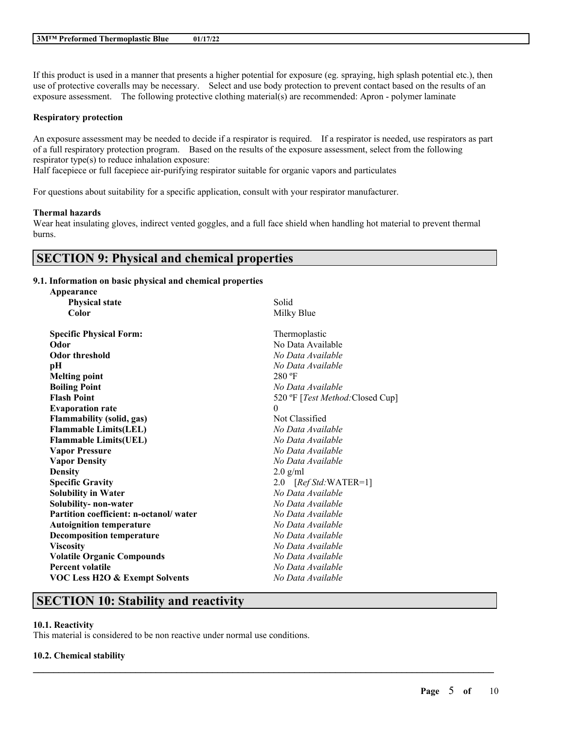If this product is used in a manner that presents a higher potential for exposure (eg. spraying, high splash potential etc.), then use of protective coveralls may be necessary. Select and use body protection to prevent contact based on the results of an exposure assessment. The following protective clothing material(s) are recommended: Apron - polymer laminate

**Respiratory protection**

An exposure assessment may be needed to decide if a respirator is required. If a respirator is needed, use respirators as part of a full respiratory protection program. Based on the results of the exposure assessment, select from the following respirator type(s) to reduce inhalation exposure:
Half facepiece or full facepiece air-purifying respirator suitable for organic vapors and particulates

For questions about suitability for a specific application, consult with your respirator manufacturer.

**Thermal hazards**
Wear heat insulating gloves, indirect vented goggles, and a full face shield when handling hot material to prevent thermal burns.

## SECTION 9: Physical and chemical properties

### 9.1. Information on basic physical and chemical properties

| | |
|---|---|
| **Appearance** | |
| **Physical state** | Solid |
| **Color** | Milky Blue |
| **Specific Physical Form:** | Thermoplastic |
| **Odor** | No Data Available |
| **Odor threshold** | *No Data Available* |
| **pH** | *No Data Available* |
| **Melting point** | 280 ºF |
| **Boiling Point** | *No Data Available* |
| **Flash Point** | 520 ºF [*Test Method:*Closed Cup] |
| **Evaporation rate** | 0 |
| **Flammability (solid, gas)** | Not Classified |
| **Flammable Limits(LEL)** | *No Data Available* |
| **Flammable Limits(UEL)** | *No Data Available* |
| **Vapor Pressure** | *No Data Available* |
| **Vapor Density** | *No Data Available* |
| **Density** | 2.0 g/ml |
| **Specific Gravity** | 2.0 [*Ref Std:*WATER=1] |
| **Solubility in Water** | *No Data Available* |
| **Solubility- non-water** | *No Data Available* |
| **Partition coefficient: n-octanol/ water** | *No Data Available* |
| **Autoignition temperature** | *No Data Available* |
| **Decomposition temperature** | *No Data Available* |
| **Viscosity** | *No Data Available* |
| **Volatile Organic Compounds** | *No Data Available* |
| **Percent volatile** | *No Data Available* |
| **VOC Less H2O & Exempt Solvents** | *No Data Available* |

## SECTION 10: Stability and reactivity

### 10.1. Reactivity
This material is considered to be non reactive under normal use conditions.

### 10.2. Chemical stability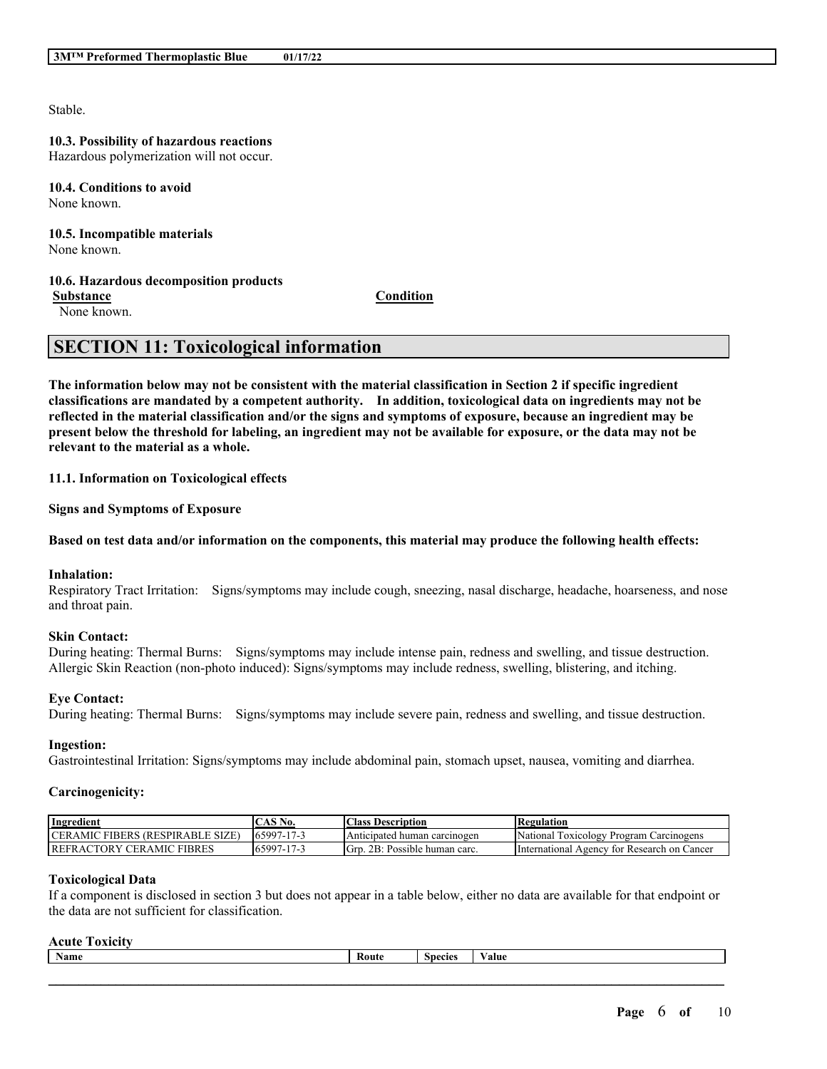Stable.

**10.3. Possibility of hazardous reactions**
Hazardous polymerization will not occur.

**10.4. Conditions to avoid**
None known.

**10.5. Incompatible materials**
None known.

**10.6. Hazardous decomposition products**

| Substance | Condition |
|---|---|
| None known. | |

## SECTION 11: Toxicological information

**The information below may not be consistent with the material classification in Section 2 if specific ingredient classifications are mandated by a competent authority. In addition, toxicological data on ingredients may not be reflected in the material classification and/or the signs and symptoms of exposure, because an ingredient may be present below the threshold for labeling, an ingredient may not be available for exposure, or the data may not be relevant to the material as a whole.**

**11.1. Information on Toxicological effects**

**Signs and Symptoms of Exposure**

**Based on test data and/or information on the components, this material may produce the following health effects:**

**Inhalation:**
Respiratory Tract Irritation: Signs/symptoms may include cough, sneezing, nasal discharge, headache, hoarseness, and nose and throat pain.

**Skin Contact:**
During heating: Thermal Burns: Signs/symptoms may include intense pain, redness and swelling, and tissue destruction.
Allergic Skin Reaction (non-photo induced): Signs/symptoms may include redness, swelling, blistering, and itching.

**Eye Contact:**
During heating: Thermal Burns: Signs/symptoms may include severe pain, redness and swelling, and tissue destruction.

**Ingestion:**
Gastrointestinal Irritation: Signs/symptoms may include abdominal pain, stomach upset, nausea, vomiting and diarrhea.

**Carcinogenicity:**

| Ingredient | CAS No. | Class Description | Regulation |
|---|---|---|---|
| CERAMIC FIBERS (RESPIRABLE SIZE) | 65997-17-3 | Anticipated human carcinogen | National Toxicology Program Carcinogens |
| REFRACTORY CERAMIC FIBRES | 65997-17-3 | Grp. 2B: Possible human carc. | International Agency for Research on Cancer |

**Toxicological Data**
If a component is disclosed in section 3 but does not appear in a table below, either no data are available for that endpoint or the data are not sufficient for classification.

**Acute Toxicity**

| Name | Route | Species | Value |
|---|---|---|---|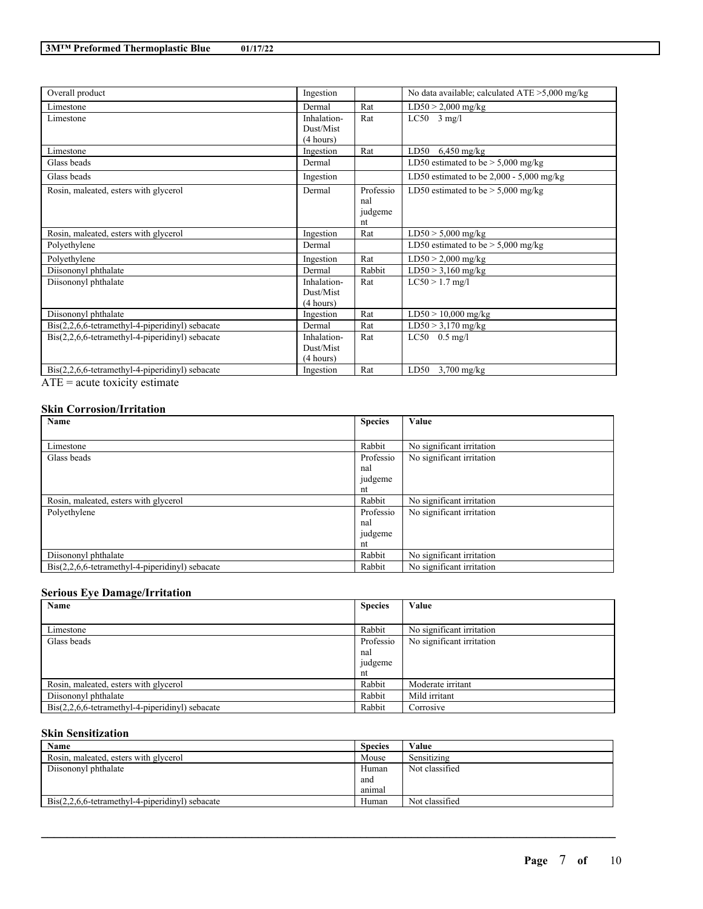| Overall product | Ingestion | | No data available; calculated ATE >5,000 mg/kg |
|---|---|---|---|
| Limestone | Dermal | Rat | LD50 > 2,000 mg/kg |
| Limestone | Inhalation-Dust/Mist (4 hours) | Rat | LC50 3 mg/l |
| Limestone | Ingestion | Rat | LD50 6,450 mg/kg |
| Glass beads | Dermal | | LD50 estimated to be > 5,000 mg/kg |
| Glass beads | Ingestion | | LD50 estimated to be 2,000 - 5,000 mg/kg |
| Rosin, maleated, esters with glycerol | Dermal | Professional judgement | LD50 estimated to be > 5,000 mg/kg |
| Rosin, maleated, esters with glycerol | Ingestion | Rat | LD50 > 5,000 mg/kg |
| Polyethylene | Dermal | | LD50 estimated to be > 5,000 mg/kg |
| Polyethylene | Ingestion | Rat | LD50 > 2,000 mg/kg |
| Diisononyl phthalate | Dermal | Rabbit | LD50 > 3,160 mg/kg |
| Diisononyl phthalate | Inhalation-Dust/Mist (4 hours) | Rat | LC50 > 1.7 mg/l |
| Diisononyl phthalate | Ingestion | Rat | LD50 > 10,000 mg/kg |
| Bis(2,2,6,6-tetramethyl-4-piperidinyl) sebacate | Dermal | Rat | LD50 > 3,170 mg/kg |
| Bis(2,2,6,6-tetramethyl-4-piperidinyl) sebacate | Inhalation-Dust/Mist (4 hours) | Rat | LC50 0.5 mg/l |
| Bis(2,2,6,6-tetramethyl-4-piperidinyl) sebacate | Ingestion | Rat | LD50 3,700 mg/kg |

ATE = acute toxicity estimate

### Skin Corrosion/Irritation

| Name | Species | Value |
|---|---|---|
| Limestone | Rabbit | No significant irritation |
| Glass beads | Professional judgement | No significant irritation |
| Rosin, maleated, esters with glycerol | Rabbit | No significant irritation |
| Polyethylene | Professional judgement | No significant irritation |
| Diisononyl phthalate | Rabbit | No significant irritation |
| Bis(2,2,6,6-tetramethyl-4-piperidinyl) sebacate | Rabbit | No significant irritation |

### Serious Eye Damage/Irritation

| Name | Species | Value |
|---|---|---|
| Limestone | Rabbit | No significant irritation |
| Glass beads | Professional judgement | No significant irritation |
| Rosin, maleated, esters with glycerol | Rabbit | Moderate irritant |
| Diisononyl phthalate | Rabbit | Mild irritant |
| Bis(2,2,6,6-tetramethyl-4-piperidinyl) sebacate | Rabbit | Corrosive |

### Skin Sensitization

| Name | Species | Value |
|---|---|---|
| Rosin, maleated, esters with glycerol | Mouse | Sensitizing |
| Diisononyl phthalate | Human and animal | Not classified |
| Bis(2,2,6,6-tetramethyl-4-piperidinyl) sebacate | Human | Not classified |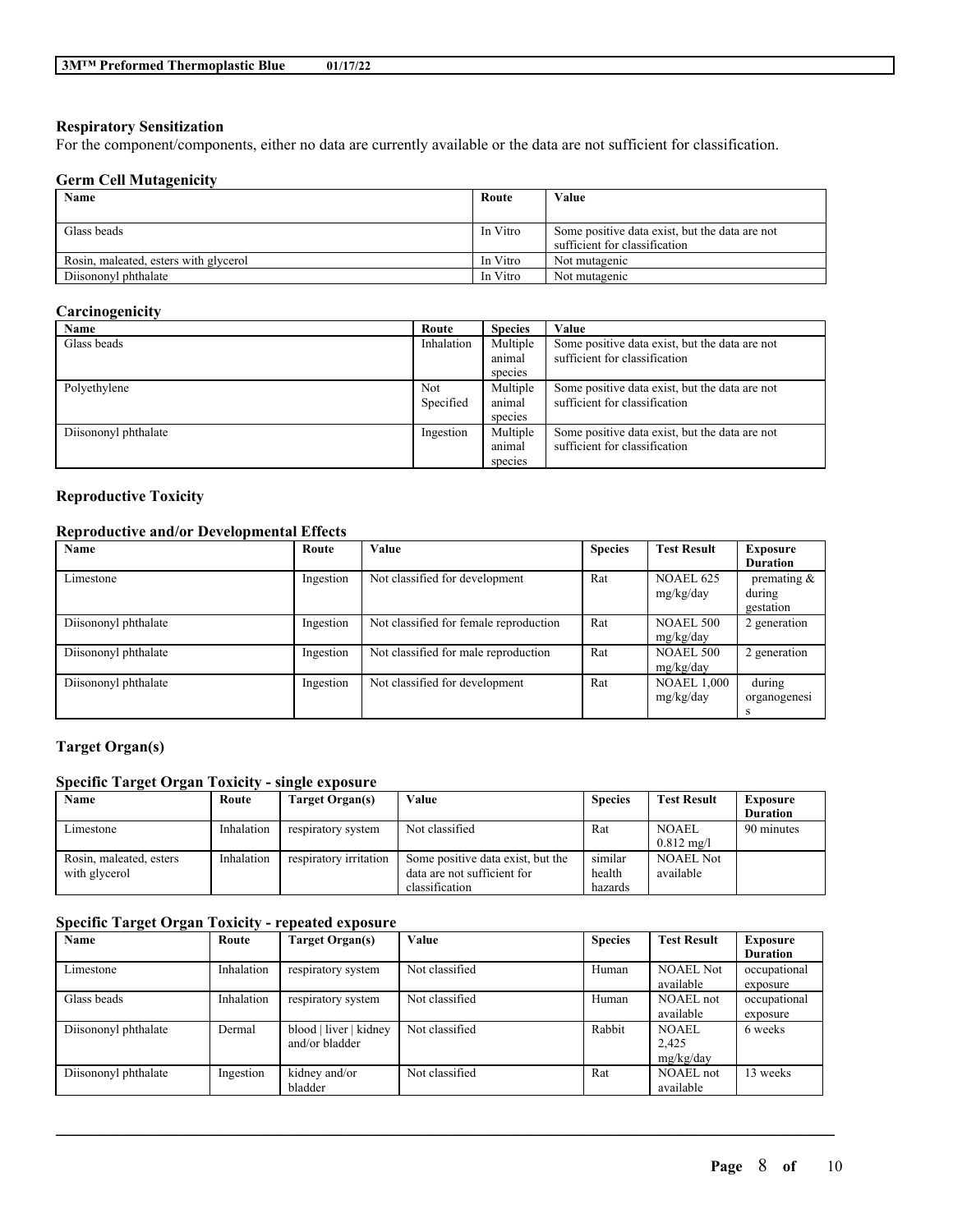### Respiratory Sensitization

For the component/components, either no data are currently available or the data are not sufficient for classification.

### Germ Cell Mutagenicity

| Name | Route | Value |
|---|---|---|
| Glass beads | In Vitro | Some positive data exist, but the data are not sufficient for classification |
| Rosin, maleated, esters with glycerol | In Vitro | Not mutagenic |
| Diisononyl phthalate | In Vitro | Not mutagenic |

### Carcinogenicity

| Name | Route | Species | Value |
|---|---|---|---|
| Glass beads | Inhalation | Multiple animal species | Some positive data exist, but the data are not sufficient for classification |
| Polyethylene | Not Specified | Multiple animal species | Some positive data exist, but the data are not sufficient for classification |
| Diisononyl phthalate | Ingestion | Multiple animal species | Some positive data exist, but the data are not sufficient for classification |

### Reproductive Toxicity

#### Reproductive and/or Developmental Effects

| Name | Route | Value | Species | Test Result | Exposure Duration |
|---|---|---|---|---|---|
| Limestone | Ingestion | Not classified for development | Rat | NOAEL 625 mg/kg/day | premating & during gestation |
| Diisononyl phthalate | Ingestion | Not classified for female reproduction | Rat | NOAEL 500 mg/kg/day | 2 generation |
| Diisononyl phthalate | Ingestion | Not classified for male reproduction | Rat | NOAEL 500 mg/kg/day | 2 generation |
| Diisononyl phthalate | Ingestion | Not classified for development | Rat | NOAEL 1,000 mg/kg/day | during organogenesis |

### Target Organ(s)

#### Specific Target Organ Toxicity - single exposure

| Name | Route | Target Organ(s) | Value | Species | Test Result | Exposure Duration |
|---|---|---|---|---|---|---|
| Limestone | Inhalation | respiratory system | Not classified | Rat | NOAEL 0.812 mg/l | 90 minutes |
| Rosin, maleated, esters with glycerol | Inhalation | respiratory irritation | Some positive data exist, but the data are not sufficient for classification | similar health hazards | NOAEL Not available | |

#### Specific Target Organ Toxicity - repeated exposure

| Name | Route | Target Organ(s) | Value | Species | Test Result | Exposure Duration |
|---|---|---|---|---|---|---|
| Limestone | Inhalation | respiratory system | Not classified | Human | NOAEL Not available | occupational exposure |
| Glass beads | Inhalation | respiratory system | Not classified | Human | NOAEL not available | occupational exposure |
| Diisononyl phthalate | Dermal | blood \| liver \| kidney and/or bladder | Not classified | Rabbit | NOAEL 2,425 mg/kg/day | 6 weeks |
| Diisononyl phthalate | Ingestion | kidney and/or bladder | Not classified | Rat | NOAEL not available | 13 weeks |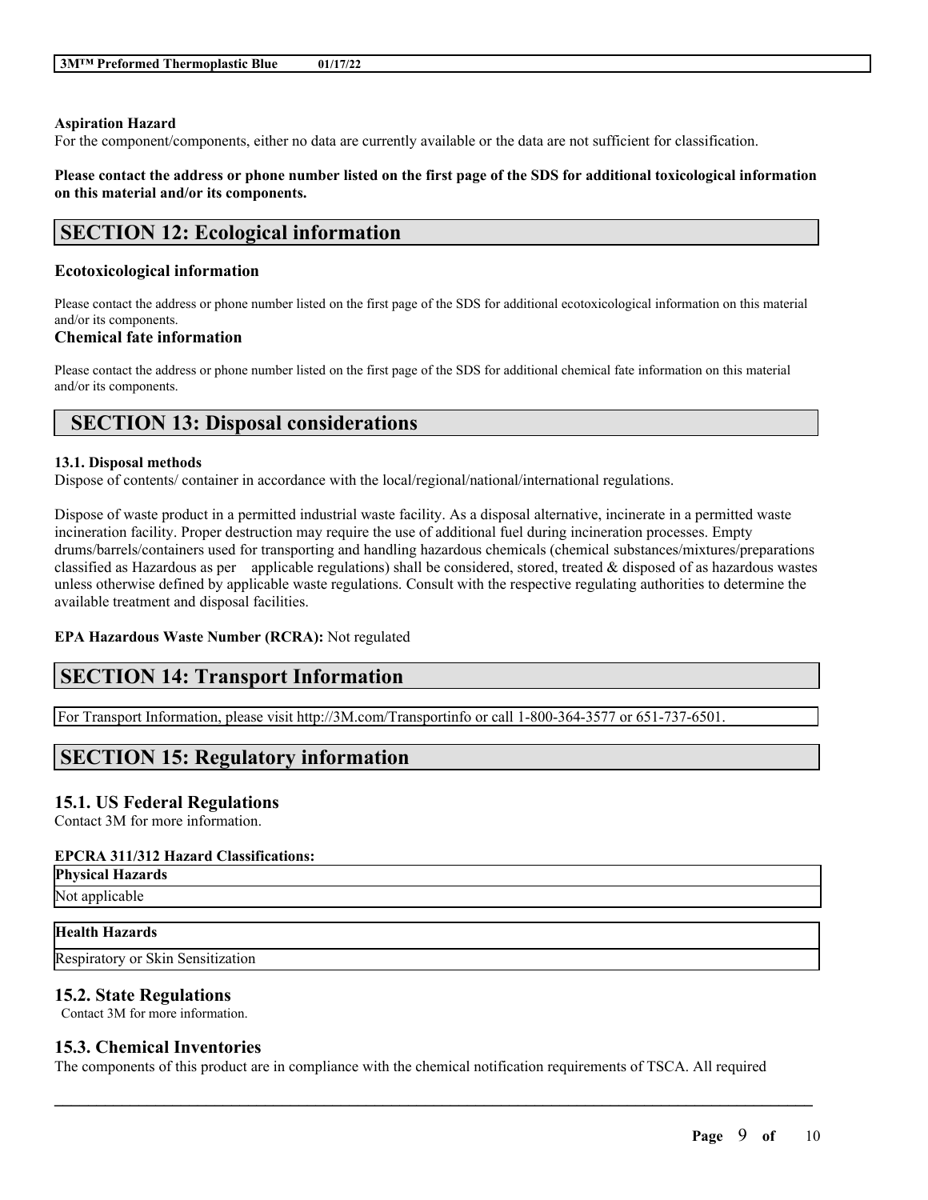**Aspiration Hazard**
For the component/components, either no data are currently available or the data are not sufficient for classification.

**Please contact the address or phone number listed on the first page of the SDS for additional toxicological information on this material and/or its components.**

## SECTION 12: Ecological information

### Ecotoxicological information

Please contact the address or phone number listed on the first page of the SDS for additional ecotoxicological information on this material and/or its components.

### Chemical fate information

Please contact the address or phone number listed on the first page of the SDS for additional chemical fate information on this material and/or its components.

## SECTION 13: Disposal considerations

**13.1. Disposal methods**
Dispose of contents/ container in accordance with the local/regional/national/international regulations.

Dispose of waste product in a permitted industrial waste facility. As a disposal alternative, incinerate in a permitted waste incineration facility. Proper destruction may require the use of additional fuel during incineration processes. Empty drums/barrels/containers used for transporting and handling hazardous chemicals (chemical substances/mixtures/preparations classified as Hazardous as per applicable regulations) shall be considered, stored, treated & disposed of as hazardous wastes unless otherwise defined by applicable waste regulations. Consult with the respective regulating authorities to determine the available treatment and disposal facilities.

**EPA Hazardous Waste Number (RCRA):** Not regulated

## SECTION 14: Transport Information

For Transport Information, please visit http://3M.com/Transportinfo or call 1-800-364-3577 or 651-737-6501.

## SECTION 15: Regulatory information

### 15.1. US Federal Regulations

Contact 3M for more information.

**EPCRA 311/312 Hazard Classifications:**

| Physical Hazards |
|---|
| Not applicable |

| Health Hazards |
|---|
| Respiratory or Skin Sensitization |

### 15.2. State Regulations

Contact 3M for more information.

### 15.3. Chemical Inventories

The components of this product are in compliance with the chemical notification requirements of TSCA. All required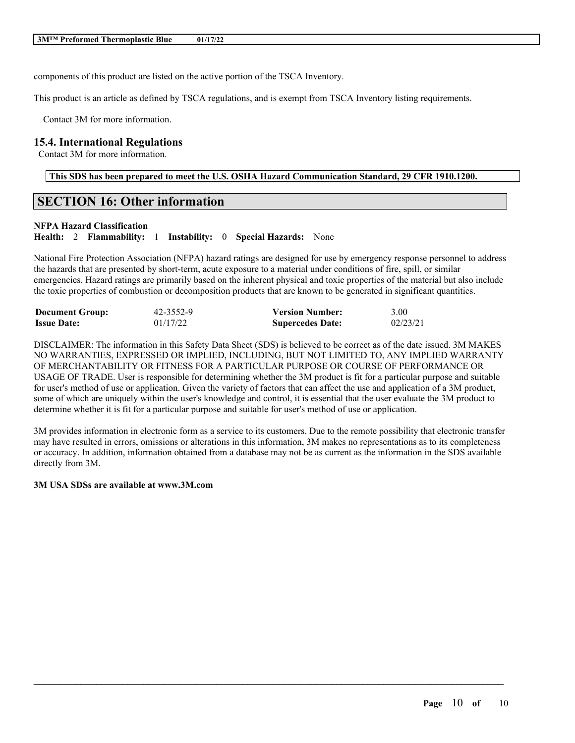components of this product are listed on the active portion of the TSCA Inventory.

This product is an article as defined by TSCA regulations, and is exempt from TSCA Inventory listing requirements.

Contact 3M for more information.

### 15.4. International Regulations

Contact 3M for more information.

**This SDS has been prepared to meet the U.S. OSHA Hazard Communication Standard, 29 CFR 1910.1200.**

## SECTION 16: Other information

**NFPA Hazard Classification**

**Health:** 2 **Flammability:** 1 **Instability:** 0 **Special Hazards:** None

National Fire Protection Association (NFPA) hazard ratings are designed for use by emergency response personnel to address the hazards that are presented by short-term, acute exposure to a material under conditions of fire, spill, or similar emergencies. Hazard ratings are primarily based on the inherent physical and toxic properties of the material but also include the toxic properties of combustion or decomposition products that are known to be generated in significant quantities.

| | | | |
|---|---|---|---|
| **Document Group:** | 42-3552-9 | **Version Number:** | 3.00 |
| **Issue Date:** | 01/17/22 | **Supercedes Date:** | 02/23/21 |

DISCLAIMER: The information in this Safety Data Sheet (SDS) is believed to be correct as of the date issued. 3M MAKES NO WARRANTIES, EXPRESSED OR IMPLIED, INCLUDING, BUT NOT LIMITED TO, ANY IMPLIED WARRANTY OF MERCHANTABILITY OR FITNESS FOR A PARTICULAR PURPOSE OR COURSE OF PERFORMANCE OR USAGE OF TRADE. User is responsible for determining whether the 3M product is fit for a particular purpose and suitable for user's method of use or application. Given the variety of factors that can affect the use and application of a 3M product, some of which are uniquely within the user's knowledge and control, it is essential that the user evaluate the 3M product to determine whether it is fit for a particular purpose and suitable for user's method of use or application.

3M provides information in electronic form as a service to its customers. Due to the remote possibility that electronic transfer may have resulted in errors, omissions or alterations in this information, 3M makes no representations as to its completeness or accuracy. In addition, information obtained from a database may not be as current as the information in the SDS available directly from 3M.

**3M USA SDSs are available at www.3M.com**